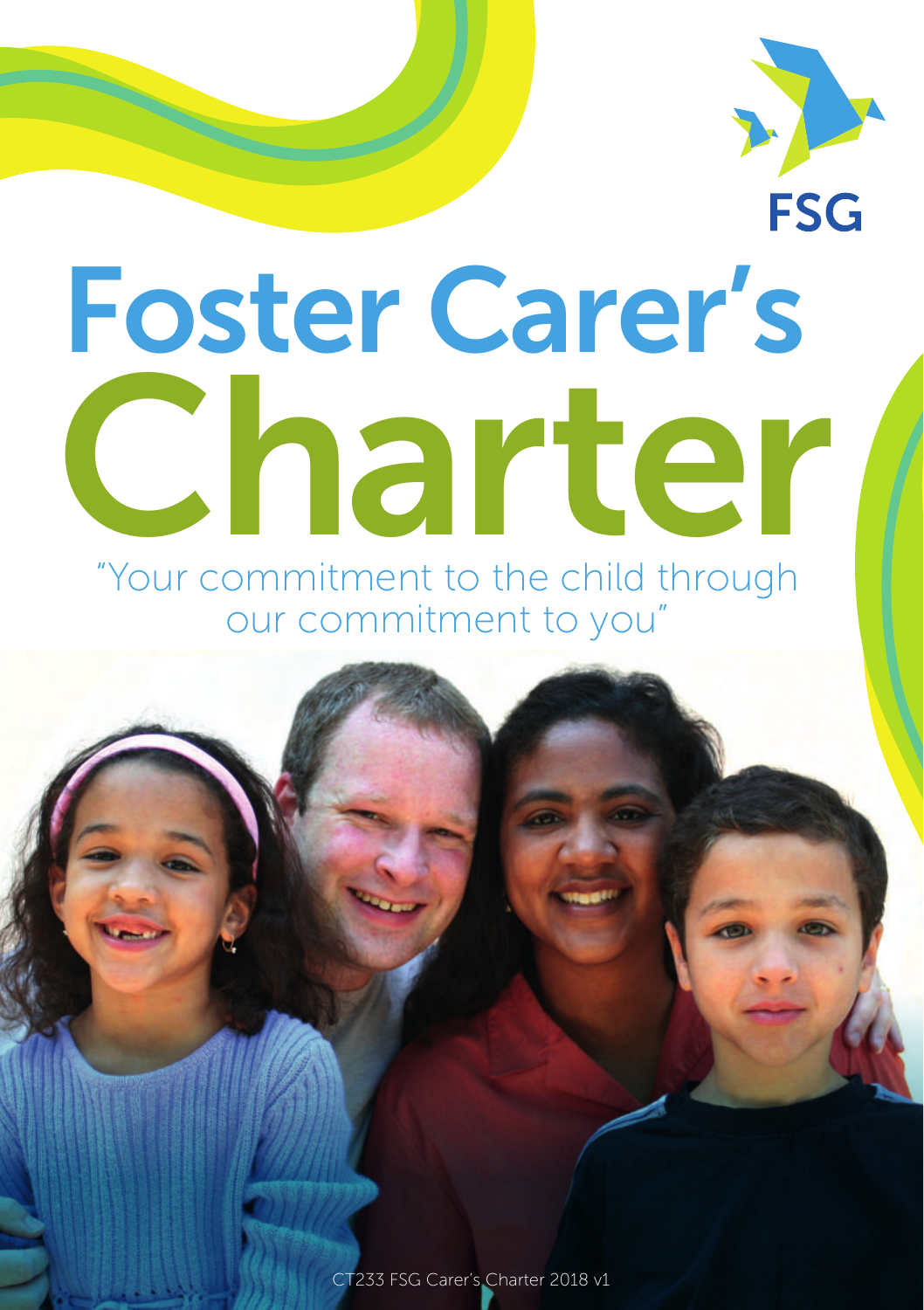FSG

# Foster Carer's Charter

"Your commitment to the child through our commitment to you"

CT233 FSG Carer's Charter 2018 v1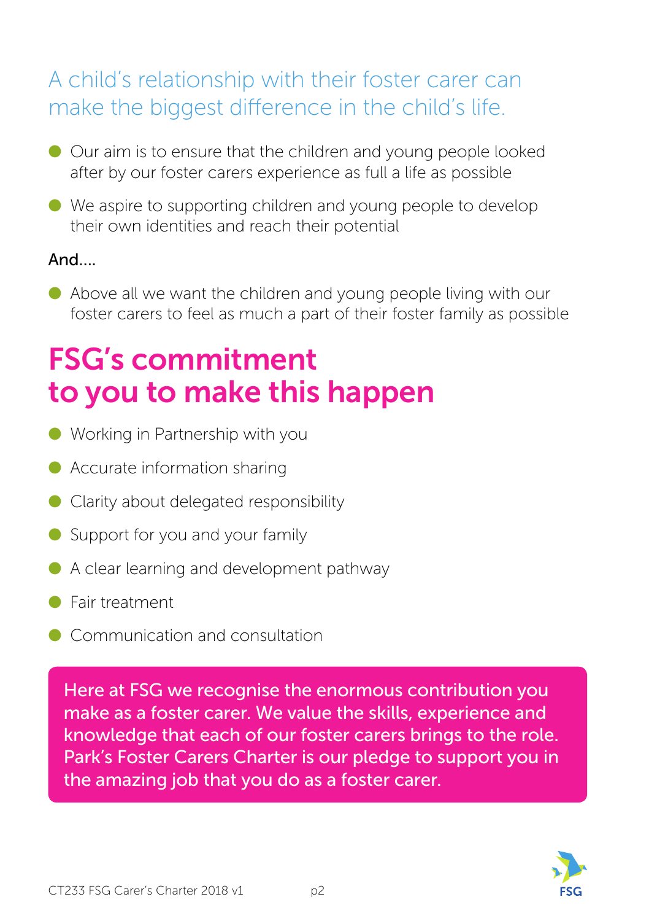A child's relationship with their foster carer can make the biggest difference in the child's life.

- Our aim is to ensure that the children and young people looked after by our foster carers experience as full a life as possible
- We aspire to supporting children and young people to develop their own identities and reach their potential

And....

- Above all we want the children and young people living with our foster carers to feel as much a part of their foster family as possible

# FSG's commitment to you to make this happen

- Working in Partnership with you
- Accurate information sharing
- Clarity about delegated responsibility
- Support for you and your family
- A clear learning and development pathway
- Fair treatment
- Communication and consultation

Here at FSG we recognise the enormous contribution you make as a foster carer. We value the skills, experience and knowledge that each of our foster carers brings to the role. Park's Foster Carers Charter is our pledge to support you in the amazing job that you do as a foster carer.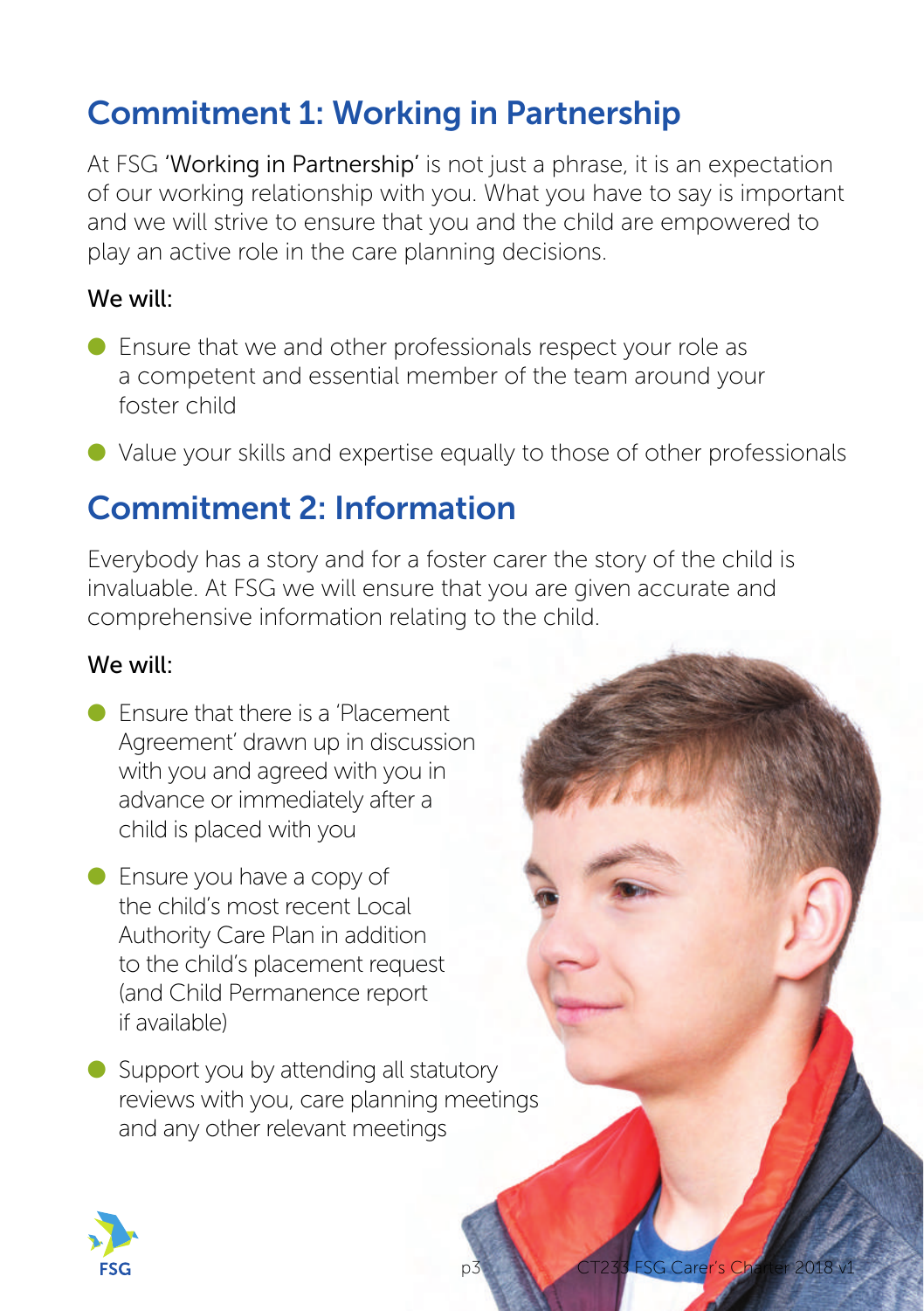## Commitment 1: Working in Partnership

At FSG 'Working in Partnership' is not just a phrase, it is an expectation of our working relationship with you. What you have to say is important and we will strive to ensure that you and the child are empowered to play an active role in the care planning decisions.

**We will:**

- Ensure that we and other professionals respect your role as a competent and essential member of the team around your foster child
- Value your skills and expertise equally to those of other professionals

## Commitment 2: Information

Everybody has a story and for a foster carer the story of the child is invaluable. At FSG we will ensure that you are given accurate and comprehensive information relating to the child.

**We will:**

- Ensure that there is a 'Placement Agreement' drawn up in discussion with you and agreed with you in advance or immediately after a child is placed with you
- Ensure you have a copy of the child's most recent Local Authority Care Plan in addition to the child's placement request (and Child Permanence report if available)
- Support you by attending all statutory reviews with you, care planning meetings and any other relevant meetings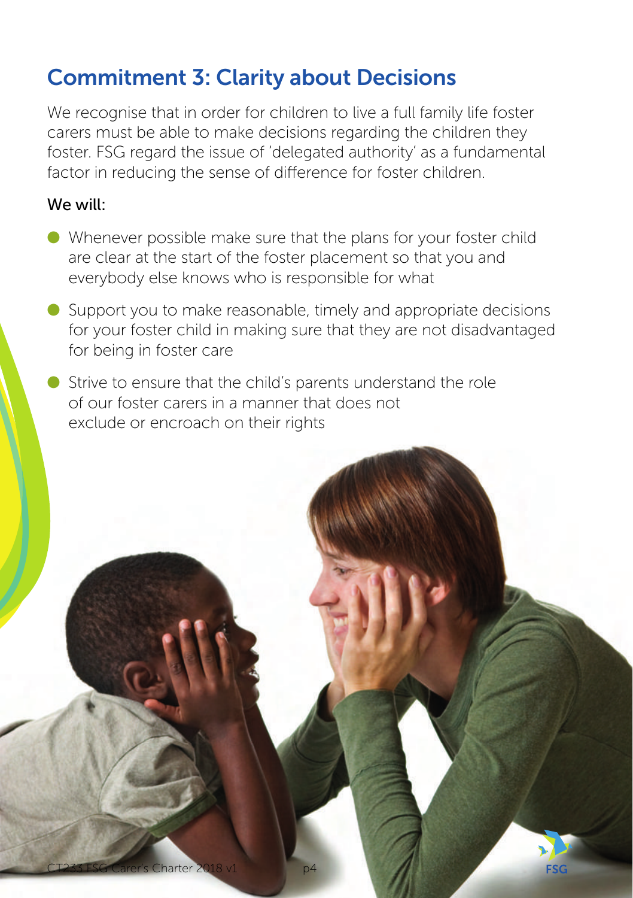## Commitment 3: Clarity about Decisions

We recognise that in order for children to live a full family life foster carers must be able to make decisions regarding the children they foster. FSG regard the issue of 'delegated authority' as a fundamental factor in reducing the sense of difference for foster children.

**We will:**

- Whenever possible make sure that the plans for your foster child are clear at the start of the foster placement so that you and everybody else knows who is responsible for what
- Support you to make reasonable, timely and appropriate decisions for your foster child in making sure that they are not disadvantaged for being in foster care
- Strive to ensure that the child's parents understand the role of our foster carers in a manner that does not exclude or encroach on their rights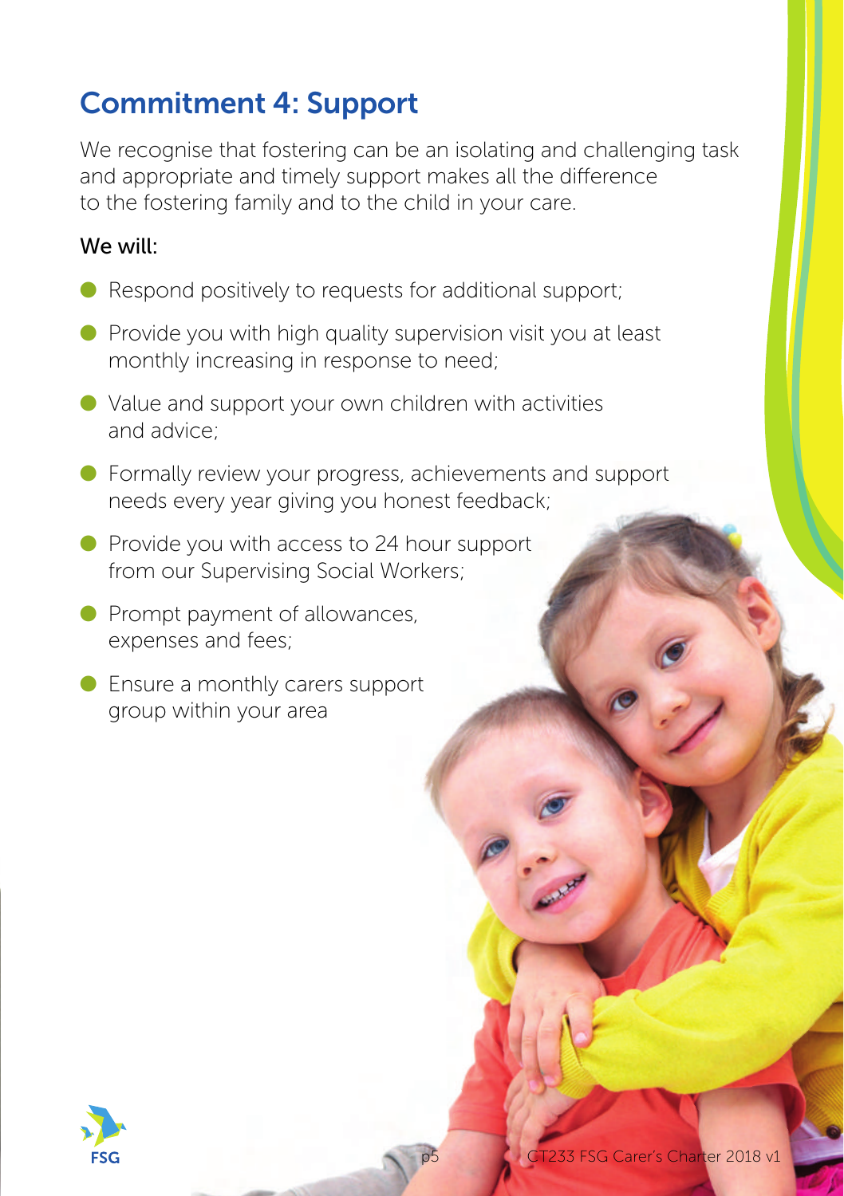## Commitment 4: Support

We recognise that fostering can be an isolating and challenging task and appropriate and timely support makes all the difference to the fostering family and to the child in your care.

**We will:**

- Respond positively to requests for additional support;
- Provide you with high quality supervision visit you at least monthly increasing in response to need;
- Value and support your own children with activities and advice;
- Formally review your progress, achievements and support needs every year giving you honest feedback;
- Provide you with access to 24 hour support from our Supervising Social Workers;
- Prompt payment of allowances, expenses and fees;
- Ensure a monthly carers support group within your area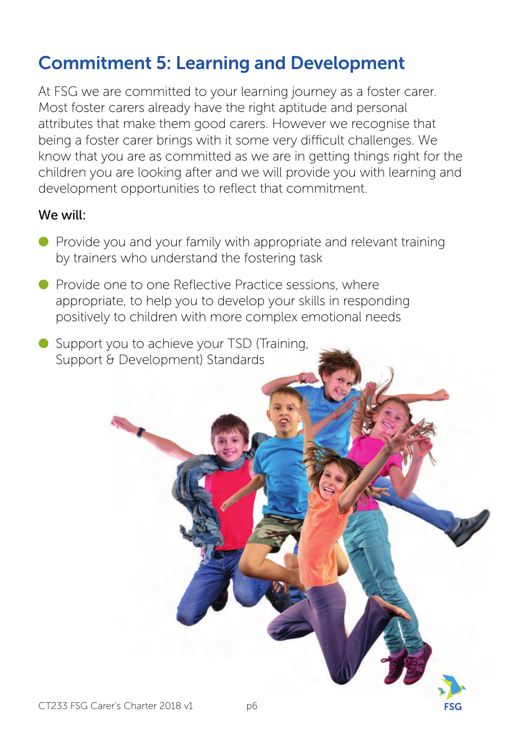## Commitment 5: Learning and Development

At FSG we are committed to your learning journey as a foster carer. Most foster carers already have the right aptitude and personal attributes that make them good carers. However we recognise that being a foster carer brings with it some very difficult challenges. We know that you are as committed as we are in getting things right for the children you are looking after and we will provide you with learning and development opportunities to reflect that commitment.

We will:

- Provide you and your family with appropriate and relevant training by trainers who understand the fostering task
- Provide one to one Reflective Practice sessions, where appropriate, to help you to develop your skills in responding positively to children with more complex emotional needs
- Support you to achieve your TSD (Training, Support & Development) Standards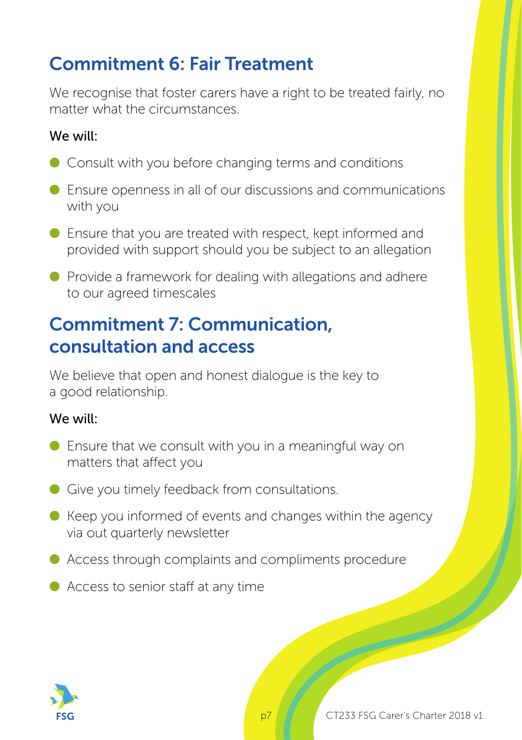## Commitment 6: Fair Treatment

We recognise that foster carers have a right to be treated fairly, no matter what the circumstances.

We will:

- Consult with you before changing terms and conditions
- Ensure openness in all of our discussions and communications with you
- Ensure that you are treated with respect, kept informed and provided with support should you be subject to an allegation
- Provide a framework for dealing with allegations and adhere to our agreed timescales

## Commitment 7: Communication, consultation and access

We believe that open and honest dialogue is the key to a good relationship.

We will:

- Ensure that we consult with you in a meaningful way on matters that affect you
- Give you timely feedback from consultations.
- Keep you informed of events and changes within the agency via out quarterly newsletter
- Access through complaints and compliments procedure
- Access to senior staff at any time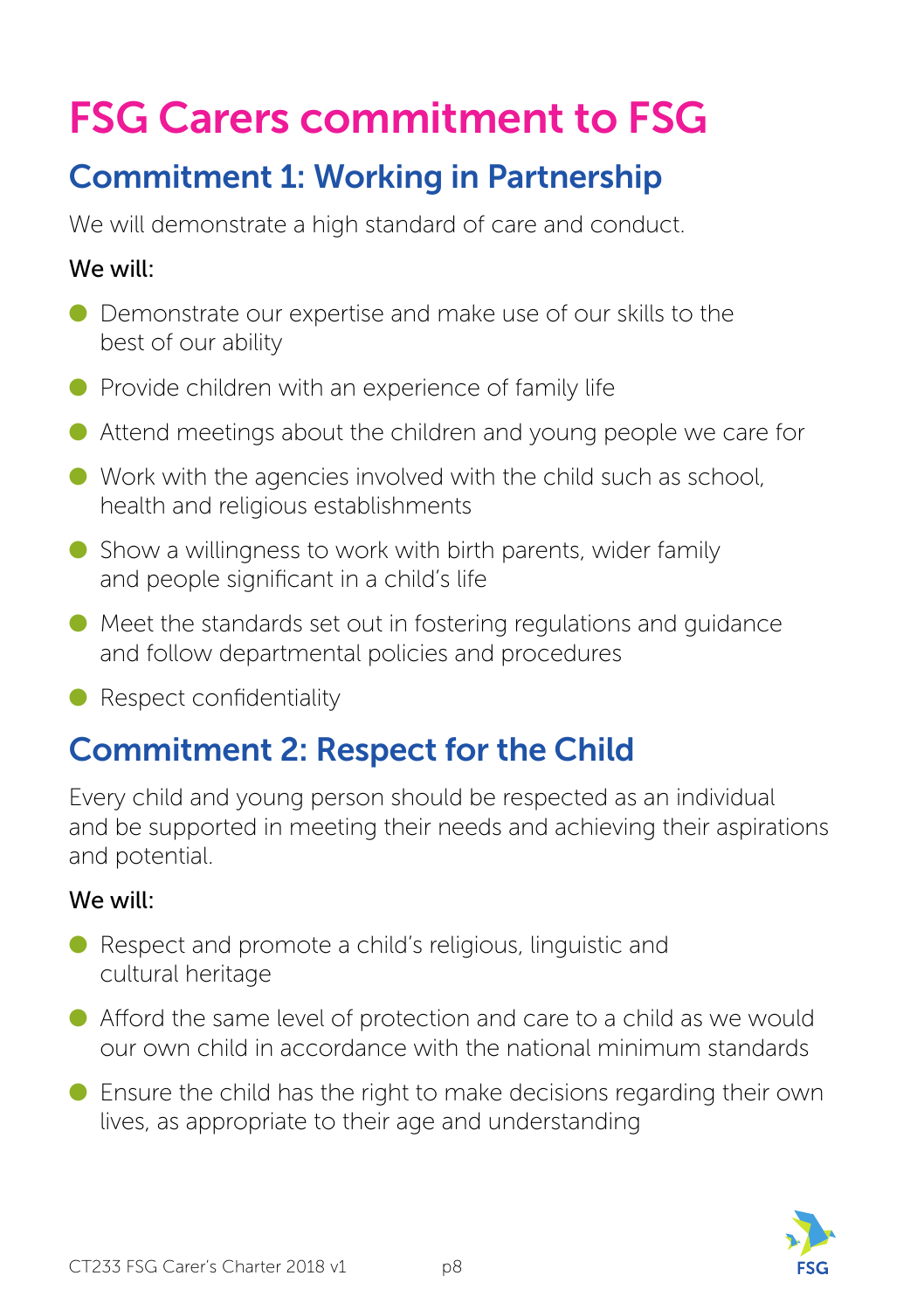# FSG Carers commitment to FSG

## Commitment 1: Working in Partnership

We will demonstrate a high standard of care and conduct.

We will:

- Demonstrate our expertise and make use of our skills to the best of our ability
- Provide children with an experience of family life
- Attend meetings about the children and young people we care for
- Work with the agencies involved with the child such as school, health and religious establishments
- Show a willingness to work with birth parents, wider family and people significant in a child's life
- Meet the standards set out in fostering regulations and guidance and follow departmental policies and procedures
- Respect confidentiality

## Commitment 2: Respect for the Child

Every child and young person should be respected as an individual and be supported in meeting their needs and achieving their aspirations and potential.

We will:

- Respect and promote a child's religious, linguistic and cultural heritage
- Afford the same level of protection and care to a child as we would our own child in accordance with the national minimum standards
- Ensure the child has the right to make decisions regarding their own lives, as appropriate to their age and understanding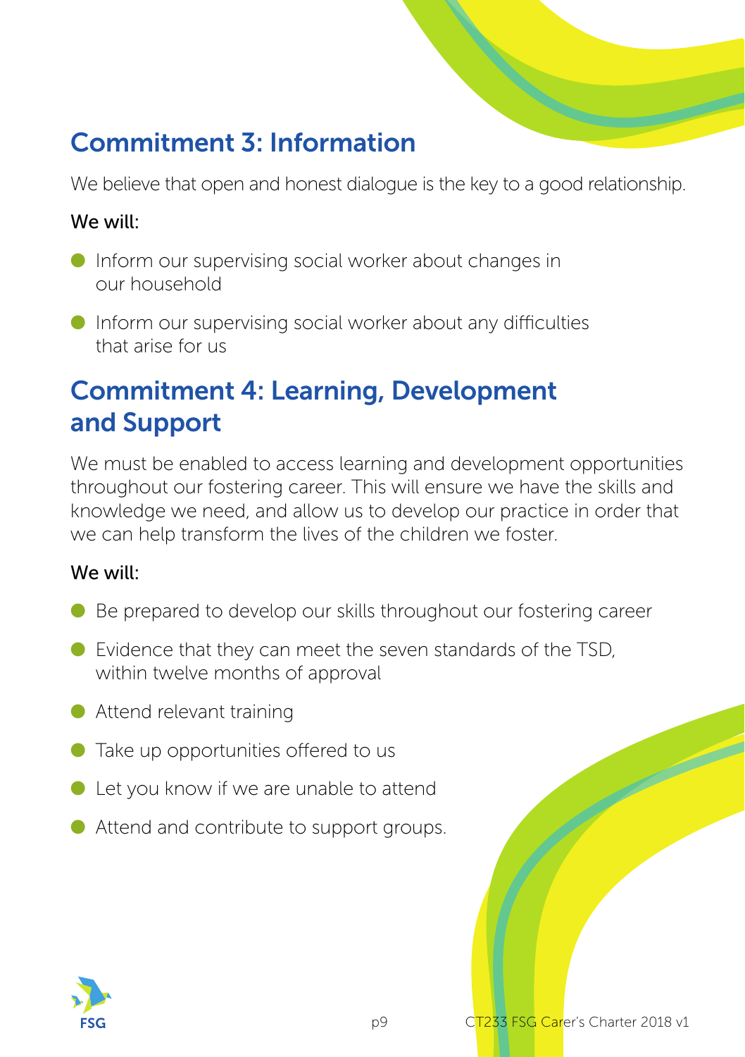## Commitment 3: Information

We believe that open and honest dialogue is the key to a good relationship.

**We will:**

- Inform our supervising social worker about changes in our household
- Inform our supervising social worker about any difficulties that arise for us

## Commitment 4: Learning, Development and Support

We must be enabled to access learning and development opportunities throughout our fostering career. This will ensure we have the skills and knowledge we need, and allow us to develop our practice in order that we can help transform the lives of the children we foster.

**We will:**

- Be prepared to develop our skills throughout our fostering career
- Evidence that they can meet the seven standards of the TSD, within twelve months of approval
- Attend relevant training
- Take up opportunities offered to us
- Let you know if we are unable to attend
- Attend and contribute to support groups.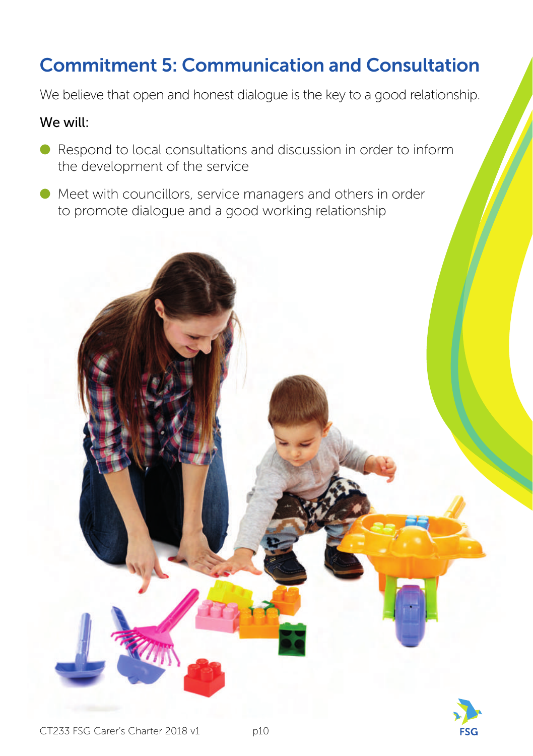## Commitment 5: Communication and Consultation

We believe that open and honest dialogue is the key to a good relationship.

We will:

- Respond to local consultations and discussion in order to inform the development of the service
- Meet with councillors, service managers and others in order to promote dialogue and a good working relationship